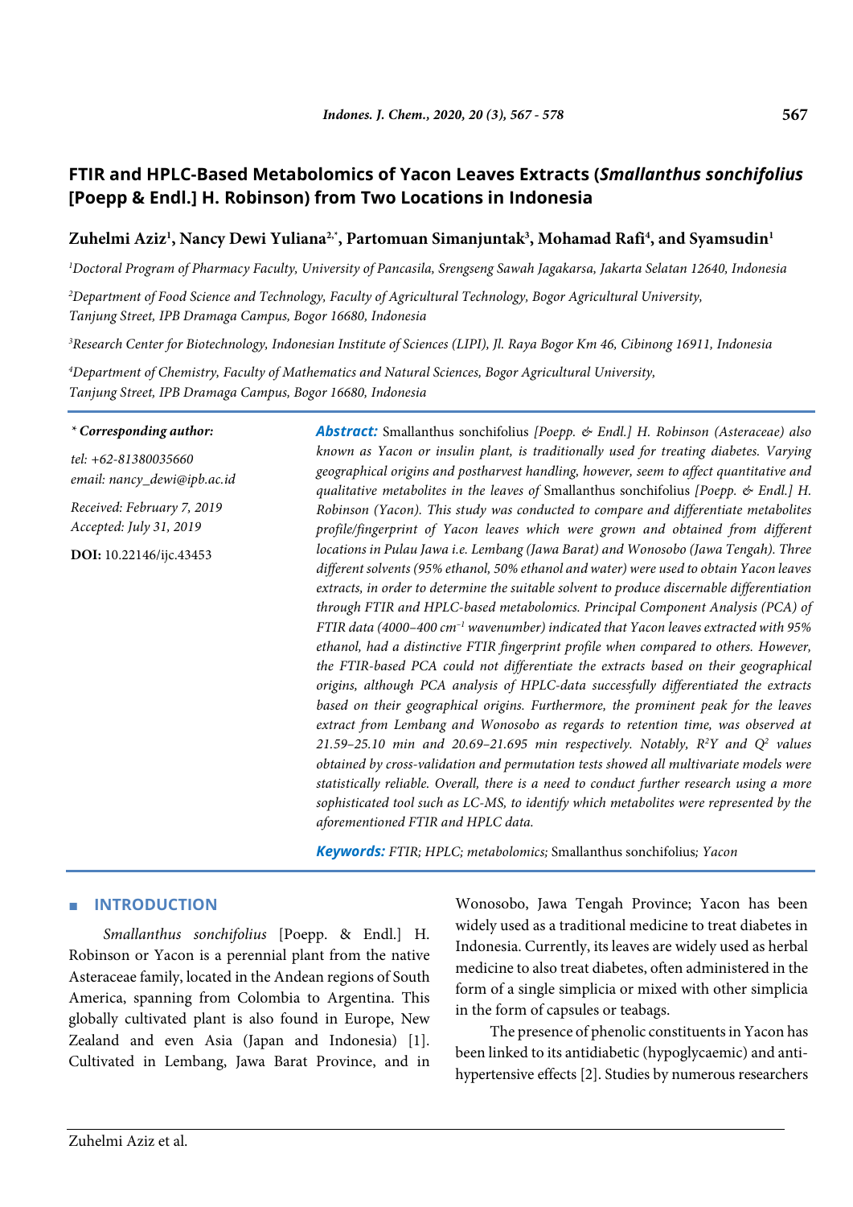# FTIR and HPLC-Based Metabolomics of Yacon Leaves Extracts (*Smallanthus sonchifolius* [Poepp & Endl.] H. Robinson) from Two Locations in Indonesia

**Zuhelmi Aziz[1], Nancy Dewi Yuliana[2,*], Partomuan Simanjuntak[3], Mohamad Rafi[4], and Syamsudin[1]**

[1]*Doctoral Program of Pharmacy Faculty, University of Pancasila, Srengseng Sawah Jagakarsa, Jakarta Selatan 12640, Indonesia*

[2]*Department of Food Science and Technology, Faculty of Agricultural Technology, Bogor Agricultural University, Tanjung Street, IPB Dramaga Campus, Bogor 16680, Indonesia*

[3]*Research Center for Biotechnology, Indonesian Institute of Sciences (LIPI), Jl. Raya Bogor Km 46, Cibinong 16911, Indonesia*

[4]*Department of Chemistry, Faculty of Mathematics and Natural Sciences, Bogor Agricultural University, Tanjung Street, IPB Dramaga Campus, Bogor 16680, Indonesia*

*** Corresponding author:**

*tel: +62-81380035660*
*email: nancy_dewi@ipb.ac.id*

*Received: February 7, 2019*
*Accepted: July 31, 2019*

**DOI:** 10.22146/ijc.43453

***Abstract:*** Smallanthus sonchifolius *[Poepp. & Endl.] H. Robinson (Asteraceae) also known as Yacon or insulin plant, is traditionally used for treating diabetes. Varying geographical origins and postharvest handling, however, seem to affect quantitative and qualitative metabolites in the leaves of* Smallanthus sonchifolius *[Poepp. & Endl.] H. Robinson (Yacon). This study was conducted to compare and differentiate metabolites profile/fingerprint of Yacon leaves which were grown and obtained from different locations in Pulau Jawa i.e. Lembang (Jawa Barat) and Wonosobo (Jawa Tengah). Three different solvents (95% ethanol, 50% ethanol and water) were used to obtain Yacon leaves extracts, in order to determine the suitable solvent to produce discernable differentiation through FTIR and HPLC-based metabolomics. Principal Component Analysis (PCA) of FTIR data (4000–400 cm$^{-1}$ wavenumber) indicated that Yacon leaves extracted with 95% ethanol, had a distinctive FTIR fingerprint profile when compared to others. However, the FTIR-based PCA could not differentiate the extracts based on their geographical origins, although PCA analysis of HPLC-data successfully differentiated the extracts based on their geographical origins. Furthermore, the prominent peak for the leaves extract from Lembang and Wonosobo as regards to retention time, was observed at 21.59–25.10 min and 20.69–21.695 min respectively. Notably, $R^2Y$ and $Q^2$ values obtained by cross-validation and permutation tests showed all multivariate models were statistically reliable. Overall, there is a need to conduct further research using a more sophisticated tool such as LC-MS, to identify which metabolites were represented by the aforementioned FTIR and HPLC data.*

***Keywords:*** *FTIR; HPLC; metabolomics;* Smallanthus sonchifolius*; Yacon*

## INTRODUCTION

*Smallanthus sonchifolius* [Poepp. & Endl.] H. Robinson or Yacon is a perennial plant from the native Asteraceae family, located in the Andean regions of South America, spanning from Colombia to Argentina. This globally cultivated plant is also found in Europe, New Zealand and even Asia (Japan and Indonesia) [1]. Cultivated in Lembang, Jawa Barat Province, and in Wonosobo, Jawa Tengah Province; Yacon has been widely used as a traditional medicine to treat diabetes in Indonesia. Currently, its leaves are widely used as herbal medicine to also treat diabetes, often administered in the form of a single simplicia or mixed with other simplicia in the form of capsules or teabags.

The presence of phenolic constituents in Yacon has been linked to its antidiabetic (hypoglycaemic) and anti-hypertensive effects [2]. Studies by numerous researchers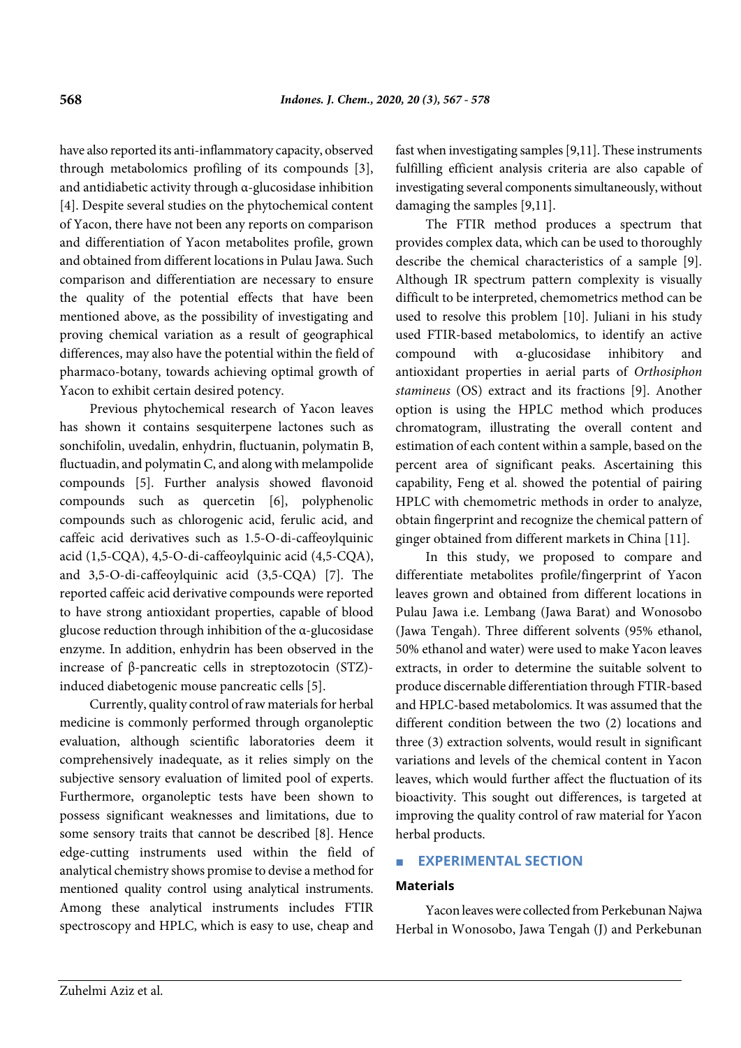have also reported its anti-inflammatory capacity, observed through metabolomics profiling of its compounds [3], and antidiabetic activity through α-glucosidase inhibition [4]. Despite several studies on the phytochemical content of Yacon, there have not been any reports on comparison and differentiation of Yacon metabolites profile, grown and obtained from different locations in Pulau Jawa. Such comparison and differentiation are necessary to ensure the quality of the potential effects that have been mentioned above, as the possibility of investigating and proving chemical variation as a result of geographical differences, may also have the potential within the field of pharmaco-botany, towards achieving optimal growth of Yacon to exhibit certain desired potency.

Previous phytochemical research of Yacon leaves has shown it contains sesquiterpene lactones such as sonchifolin, uvedalin, enhydrin, fluctuanin, polymatin B, fluctuadin, and polymatin C, and along with melampolide compounds [5]. Further analysis showed flavonoid compounds such as quercetin [6], polyphenolic compounds such as chlorogenic acid, ferulic acid, and caffeic acid derivatives such as 1.5-O-di-caffeoylquinic acid (1,5-CQA), 4,5-O-di-caffeoylquinic acid (4,5-CQA), and 3,5-O-di-caffeoylquinic acid (3,5-CQA) [7]. The reported caffeic acid derivative compounds were reported to have strong antioxidant properties, capable of blood glucose reduction through inhibition of the α-glucosidase enzyme. In addition, enhydrin has been observed in the increase of β-pancreatic cells in streptozotocin (STZ)-induced diabetogenic mouse pancreatic cells [5].

Currently, quality control of raw materials for herbal medicine is commonly performed through organoleptic evaluation, although scientific laboratories deem it comprehensively inadequate, as it relies simply on the subjective sensory evaluation of limited pool of experts. Furthermore, organoleptic tests have been shown to possess significant weaknesses and limitations, due to some sensory traits that cannot be described [8]. Hence edge-cutting instruments used within the field of analytical chemistry shows promise to devise a method for mentioned quality control using analytical instruments. Among these analytical instruments includes FTIR spectroscopy and HPLC, which is easy to use, cheap and fast when investigating samples [9,11]. These instruments fulfilling efficient analysis criteria are also capable of investigating several components simultaneously, without damaging the samples [9,11].

The FTIR method produces a spectrum that provides complex data, which can be used to thoroughly describe the chemical characteristics of a sample [9]. Although IR spectrum pattern complexity is visually difficult to be interpreted, chemometrics method can be used to resolve this problem [10]. Juliani in his study used FTIR-based metabolomics, to identify an active compound with α-glucosidase inhibitory and antioxidant properties in aerial parts of *Orthosiphon stamineus* (OS) extract and its fractions [9]. Another option is using the HPLC method which produces chromatogram, illustrating the overall content and estimation of each content within a sample, based on the percent area of significant peaks. Ascertaining this capability, Feng et al. showed the potential of pairing HPLC with chemometric methods in order to analyze, obtain fingerprint and recognize the chemical pattern of ginger obtained from different markets in China [11].

In this study, we proposed to compare and differentiate metabolites profile/fingerprint of Yacon leaves grown and obtained from different locations in Pulau Jawa i.e. Lembang (Jawa Barat) and Wonosobo (Jawa Tengah). Three different solvents (95% ethanol, 50% ethanol and water) were used to make Yacon leaves extracts, in order to determine the suitable solvent to produce discernable differentiation through FTIR-based and HPLC-based metabolomics. It was assumed that the different condition between the two (2) locations and three (3) extraction solvents, would result in significant variations and levels of the chemical content in Yacon leaves, which would further affect the fluctuation of its bioactivity. This sought out differences, is targeted at improving the quality control of raw material for Yacon herbal products.

## EXPERIMENTAL SECTION

### Materials

Yacon leaves were collected from Perkebunan Najwa Herbal in Wonosobo, Jawa Tengah (J) and Perkebunan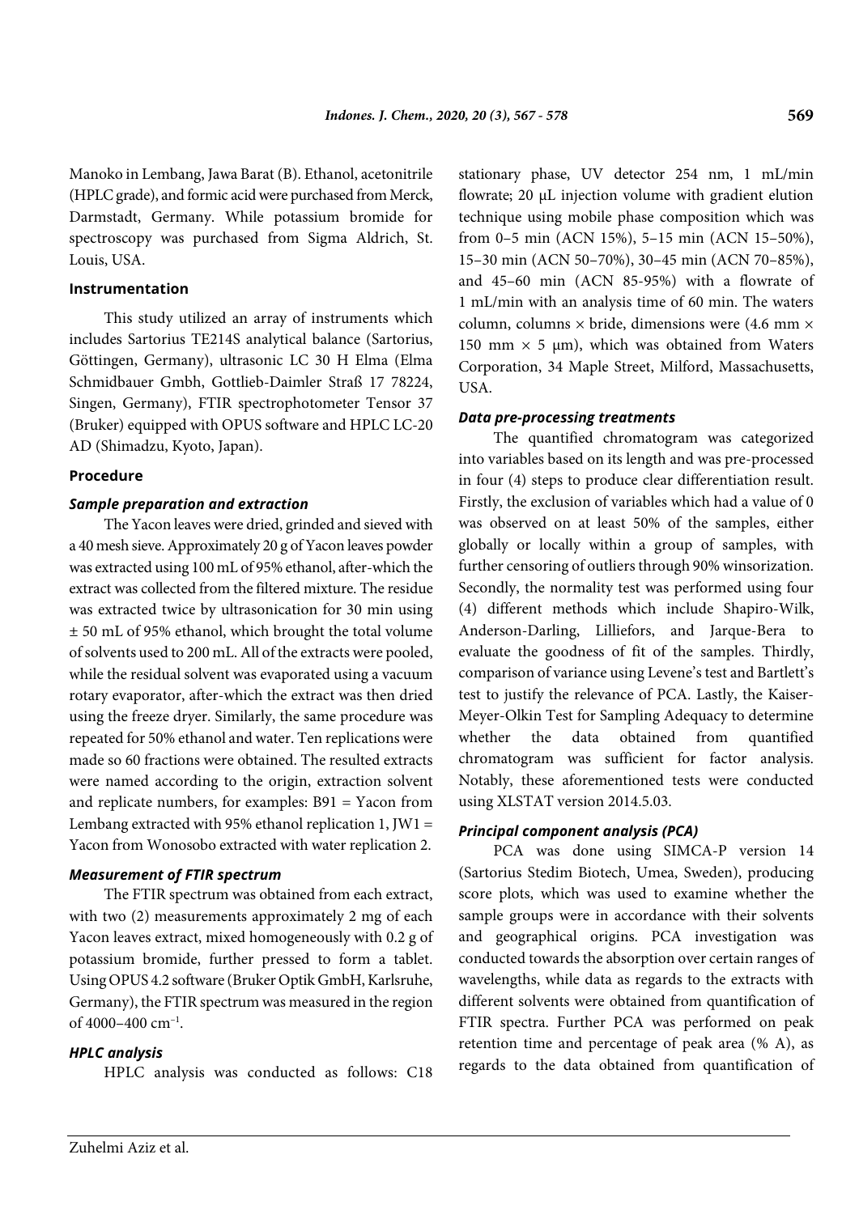Manoko in Lembang, Jawa Barat (B). Ethanol, acetonitrile (HPLC grade), and formic acid were purchased from Merck, Darmstadt, Germany. While potassium bromide for spectroscopy was purchased from Sigma Aldrich, St. Louis, USA.

## Instrumentation

This study utilized an array of instruments which includes Sartorius TE214S analytical balance (Sartorius, Göttingen, Germany), ultrasonic LC 30 H Elma (Elma Schmidbauer Gmbh, Gottlieb-Daimler Straß 17 78224, Singen, Germany), FTIR spectrophotometer Tensor 37 (Bruker) equipped with OPUS software and HPLC LC-20 AD (Shimadzu, Kyoto, Japan).

## Procedure

### *Sample preparation and extraction*

The Yacon leaves were dried, grinded and sieved with a 40 mesh sieve. Approximately 20 g of Yacon leaves powder was extracted using 100 mL of 95% ethanol, after-which the extract was collected from the filtered mixture. The residue was extracted twice by ultrasonication for 30 min using ± 50 mL of 95% ethanol, which brought the total volume of solvents used to 200 mL. All of the extracts were pooled, while the residual solvent was evaporated using a vacuum rotary evaporator, after-which the extract was then dried using the freeze dryer. Similarly, the same procedure was repeated for 50% ethanol and water. Ten replications were made so 60 fractions were obtained. The resulted extracts were named according to the origin, extraction solvent and replicate numbers, for examples: B91 = Yacon from Lembang extracted with 95% ethanol replication 1, JW1 = Yacon from Wonosobo extracted with water replication 2.

### *Measurement of FTIR spectrum*

The FTIR spectrum was obtained from each extract, with two (2) measurements approximately 2 mg of each Yacon leaves extract, mixed homogeneously with 0.2 g of potassium bromide, further pressed to form a tablet. Using OPUS 4.2 software (Bruker Optik GmbH, Karlsruhe, Germany), the FTIR spectrum was measured in the region of 4000–400 $cm^{-1}$.

### *HPLC analysis*

HPLC analysis was conducted as follows: C18 stationary phase, UV detector 254 nm, 1 mL/min flowrate; 20 µL injection volume with gradient elution technique using mobile phase composition which was from 0–5 min (ACN 15%), 5–15 min (ACN 15–50%), 15–30 min (ACN 50–70%), 30–45 min (ACN 70–85%), and 45–60 min (ACN 85-95%) with a flowrate of 1 mL/min with an analysis time of 60 min. The waters column, columns × bride, dimensions were (4.6 mm × 150 mm × 5 µm), which was obtained from Waters Corporation, 34 Maple Street, Milford, Massachusetts, USA.

### *Data pre-processing treatments*

The quantified chromatogram was categorized into variables based on its length and was pre-processed in four (4) steps to produce clear differentiation result. Firstly, the exclusion of variables which had a value of 0 was observed on at least 50% of the samples, either globally or locally within a group of samples, with further censoring of outliers through 90% winsorization. Secondly, the normality test was performed using four (4) different methods which include Shapiro-Wilk, Anderson-Darling, Lilliefors, and Jarque-Bera to evaluate the goodness of fit of the samples. Thirdly, comparison of variance using Levene's test and Bartlett's test to justify the relevance of PCA. Lastly, the Kaiser-Meyer-Olkin Test for Sampling Adequacy to determine whether the data obtained from quantified chromatogram was sufficient for factor analysis. Notably, these aforementioned tests were conducted using XLSTAT version 2014.5.03.

### *Principal component analysis (PCA)*

PCA was done using SIMCA-P version 14 (Sartorius Stedim Biotech, Umea, Sweden), producing score plots, which was used to examine whether the sample groups were in accordance with their solvents and geographical origins. PCA investigation was conducted towards the absorption over certain ranges of wavelengths, while data as regards to the extracts with different solvents were obtained from quantification of FTIR spectra. Further PCA was performed on peak retention time and percentage of peak area (% A), as regards to the data obtained from quantification of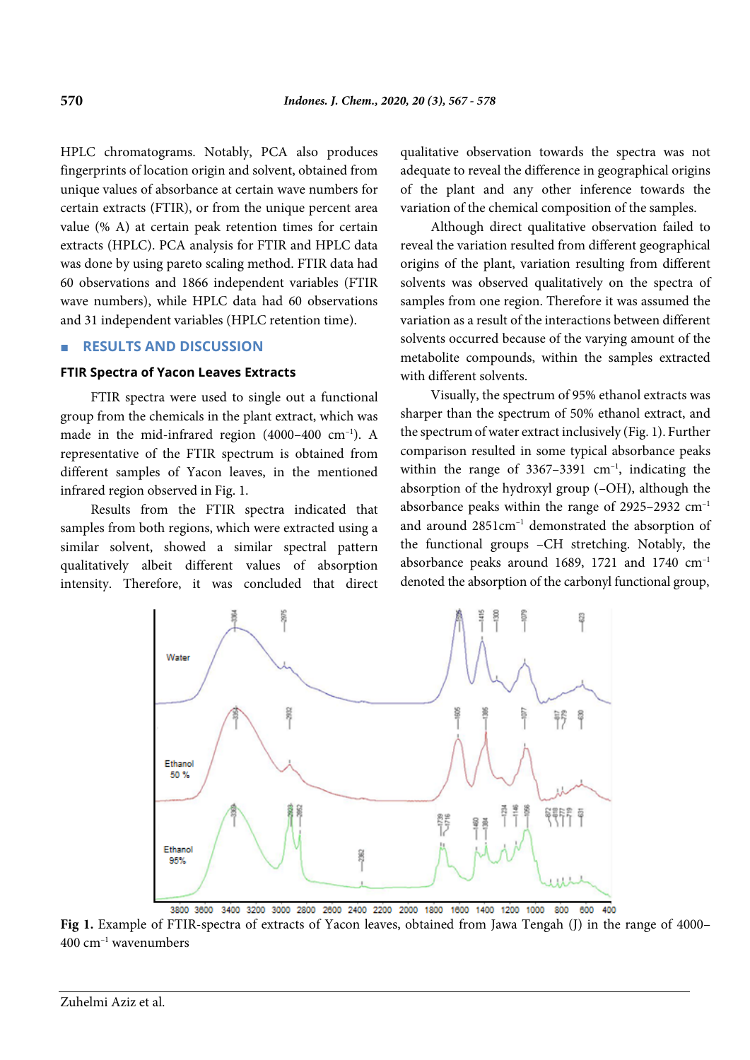HPLC chromatograms. Notably, PCA also produces fingerprints of location origin and solvent, obtained from unique values of absorbance at certain wave numbers for certain extracts (FTIR), or from the unique percent area value (% A) at certain peak retention times for certain extracts (HPLC). PCA analysis for FTIR and HPLC data was done by using pareto scaling method. FTIR data had 60 observations and 1866 independent variables (FTIR wave numbers), while HPLC data had 60 observations and 31 independent variables (HPLC retention time).

## RESULTS AND DISCUSSION

### FTIR Spectra of Yacon Leaves Extracts

FTIR spectra were used to single out a functional group from the chemicals in the plant extract, which was made in the mid-infrared region (4000–400 cm$^{-1}$). A representative of the FTIR spectrum is obtained from different samples of Yacon leaves, in the mentioned infrared region observed in Fig. 1.

Results from the FTIR spectra indicated that samples from both regions, which were extracted using a similar solvent, showed a similar spectral pattern qualitatively albeit different values of absorption intensity. Therefore, it was concluded that direct qualitative observation towards the spectra was not adequate to reveal the difference in geographical origins of the plant and any other inference towards the variation of the chemical composition of the samples.

Although direct qualitative observation failed to reveal the variation resulted from different geographical origins of the plant, variation resulting from different solvents was observed qualitatively on the spectra of samples from one region. Therefore it was assumed the variation as a result of the interactions between different solvents occurred because of the varying amount of the metabolite compounds, within the samples extracted with different solvents.

Visually, the spectrum of 95% ethanol extracts was sharper than the spectrum of 50% ethanol extract, and the spectrum of water extract inclusively (Fig. 1). Further comparison resulted in some typical absorbance peaks within the range of 3367–3391 cm$^{-1}$, indicating the absorption of the hydroxyl group (–OH), although the absorbance peaks within the range of 2925–2932 cm$^{-1}$ and around 2851cm$^{-1}$ demonstrated the absorption of the functional groups –CH stretching. Notably, the absorbance peaks around 1689, 1721 and 1740 cm$^{-1}$ denoted the absorption of the carbonyl functional group,

**Fig 1.** Example of FTIR-spectra of extracts of Yacon leaves, obtained from Jawa Tengah (J) in the range of 4000–400 cm$^{-1}$ wavenumbers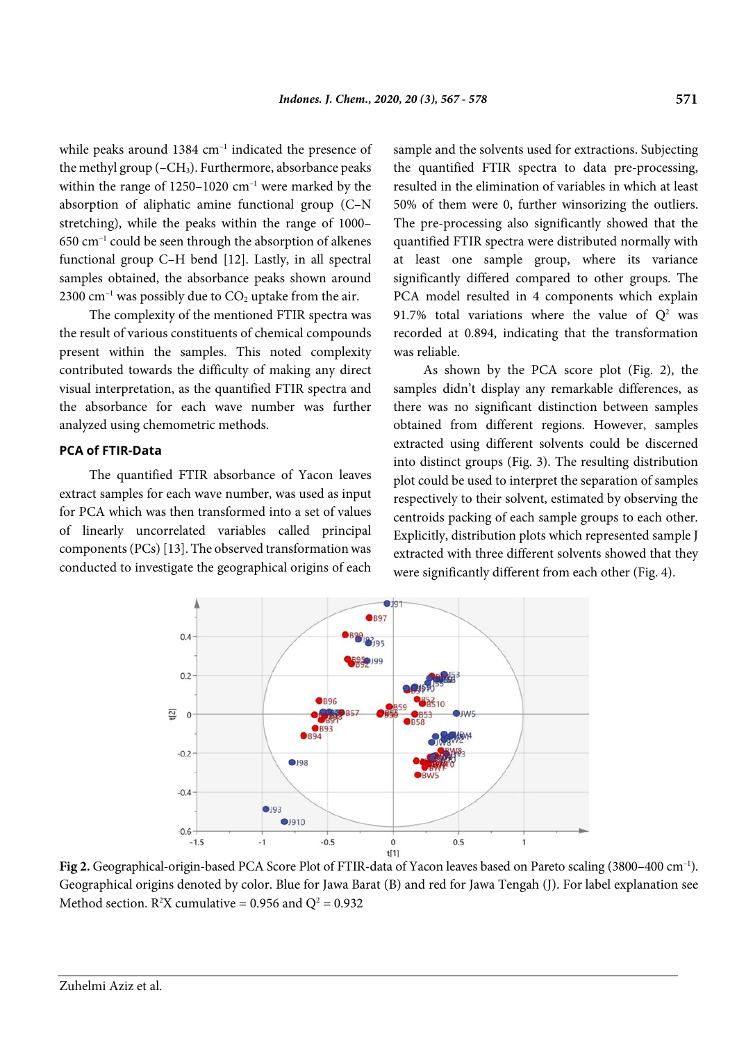while peaks around 1384 $cm^{-1}$ indicated the presence of the methyl group ($-CH_3$). Furthermore, absorbance peaks within the range of 1250–1020 $cm^{-1}$ were marked by the absorption of aliphatic amine functional group (C–N stretching), while the peaks within the range of 1000–650 $cm^{-1}$ could be seen through the absorption of alkenes functional group C–H bend [12]. Lastly, in all spectral samples obtained, the absorbance peaks shown around 2300 $cm^{-1}$ was possibly due to $CO_2$ uptake from the air.

The complexity of the mentioned FTIR spectra was the result of various constituents of chemical compounds present within the samples. This noted complexity contributed towards the difficulty of making any direct visual interpretation, as the quantified FTIR spectra and the absorbance for each wave number was further analyzed using chemometric methods.

### PCA of FTIR-Data

The quantified FTIR absorbance of Yacon leaves extract samples for each wave number, was used as input for PCA which was then transformed into a set of values of linearly uncorrelated variables called principal components (PCs) [13]. The observed transformation was conducted to investigate the geographical origins of each sample and the solvents used for extractions. Subjecting the quantified FTIR spectra to data pre-processing, resulted in the elimination of variables in which at least 50% of them were 0, further winsorizing the outliers. The pre-processing also significantly showed that the quantified FTIR spectra were distributed normally with at least one sample group, where its variance significantly differed compared to other groups. The PCA model resulted in 4 components which explain 91.7% total variations where the value of $Q^2$ was recorded at 0.894, indicating that the transformation was reliable.

As shown by the PCA score plot (Fig. 2), the samples didn't display any remarkable differences, as there was no significant distinction between samples obtained from different regions. However, samples extracted using different solvents could be discerned into distinct groups (Fig. 3). The resulting distribution plot could be used to interpret the separation of samples respectively to their solvent, estimated by observing the centroids packing of each sample groups to each other. Explicitly, distribution plots which represented sample J extracted with three different solvents showed that they were significantly different from each other (Fig. 4).

**Fig 2.** Geographical-origin-based PCA Score Plot of FTIR-data of Yacon leaves based on Pareto scaling (3800–400 $cm^{-1}$). Geographical origins denoted by color. Blue for Jawa Barat (B) and red for Jawa Tengah (J). For label explanation see Method section. $R^2X$ cumulative = 0.956 and $Q^2$ = 0.932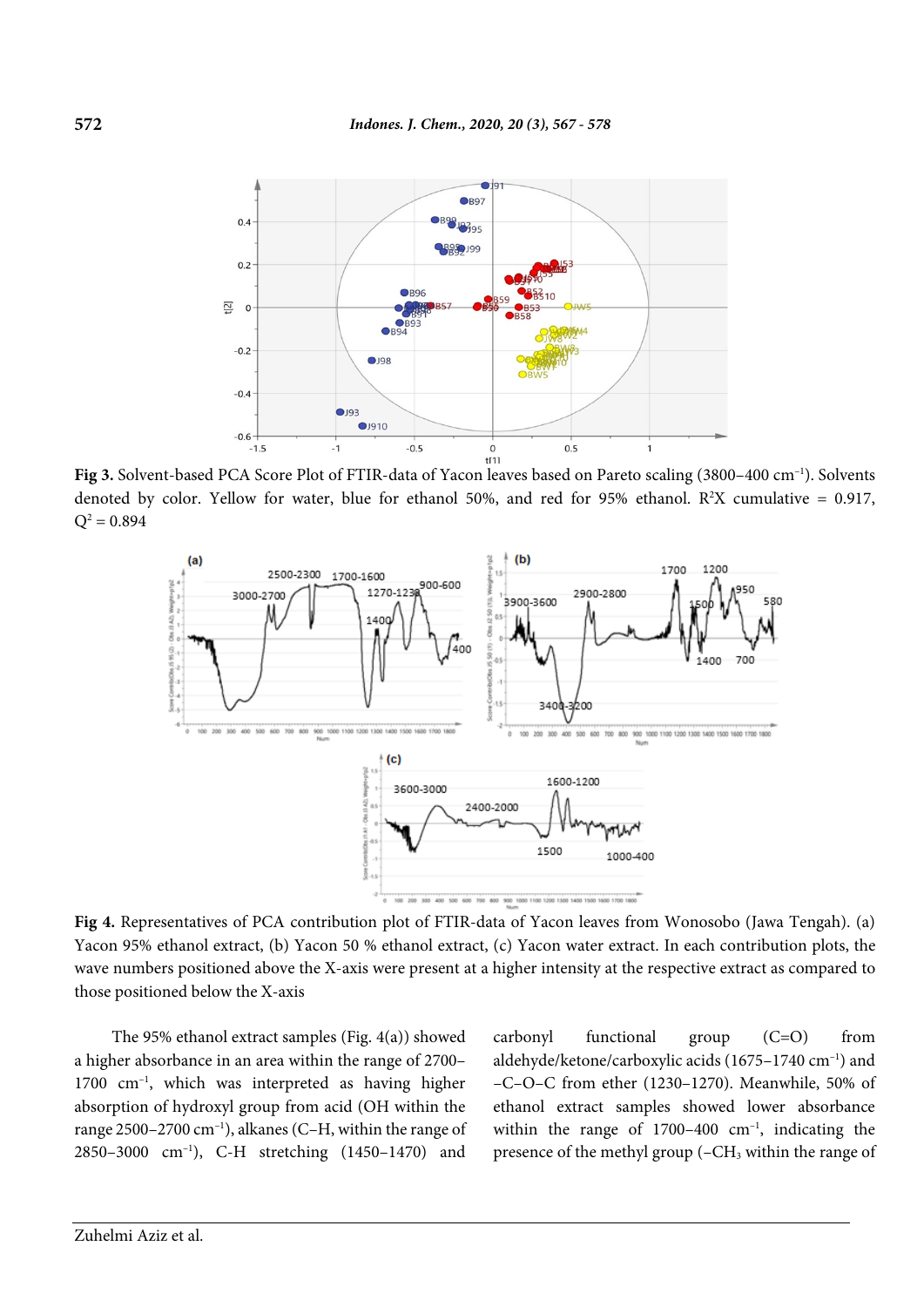**Fig 3.** Solvent-based PCA Score Plot of FTIR-data of Yacon leaves based on Pareto scaling (3800–400 cm$^{-1}$). Solvents denoted by color. Yellow for water, blue for ethanol 50%, and red for 95% ethanol. $R^2X$ cumulative = 0.917, $Q^2$ = 0.894

**Fig 4.** Representatives of PCA contribution plot of FTIR-data of Yacon leaves from Wonosobo (Jawa Tengah). (a) Yacon 95% ethanol extract, (b) Yacon 50 % ethanol extract, (c) Yacon water extract. In each contribution plots, the wave numbers positioned above the X-axis were present at a higher intensity at the respective extract as compared to those positioned below the X-axis

The 95% ethanol extract samples (Fig. 4(a)) showed a higher absorbance in an area within the range of 2700–1700 cm$^{-1}$, which was interpreted as having higher absorption of hydroxyl group from acid (OH within the range 2500–2700 cm$^{-1}$), alkanes (C–H, within the range of 2850–3000 cm$^{-1}$), C-H stretching (1450–1470) and carbonyl functional group (C=O) from aldehyde/ketone/carboxylic acids (1675–1740 cm$^{-1}$) and –C–O–C from ether (1230–1270). Meanwhile, 50% of ethanol extract samples showed lower absorbance within the range of 1700–400 cm$^{-1}$, indicating the presence of the methyl group (–$CH_3$ within the range of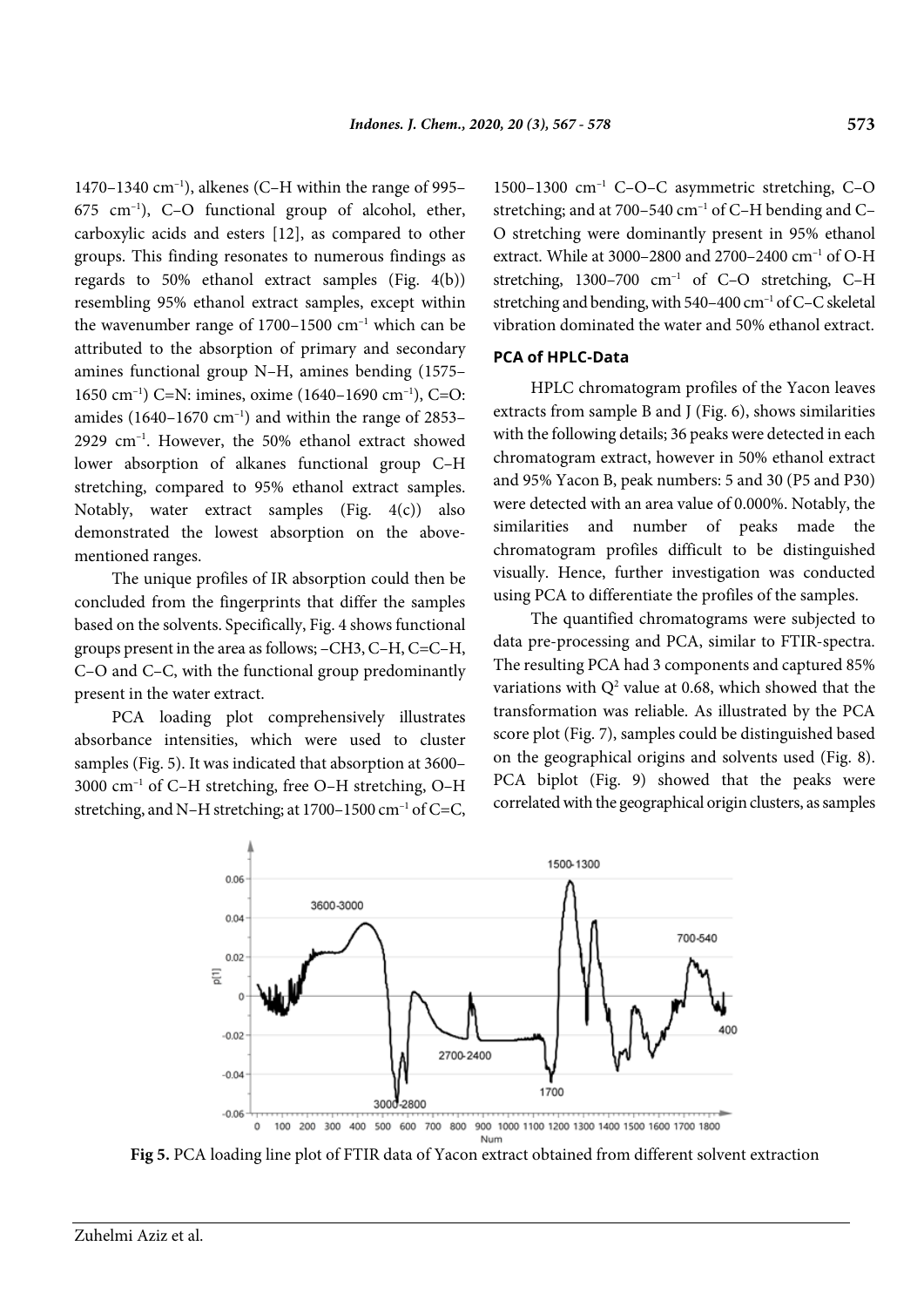1470–1340 $cm^{-1}$), alkenes (C–H within the range of 995–675 $cm^{-1}$), C–O functional group of alcohol, ether, carboxylic acids and esters [12], as compared to other groups. This finding resonates to numerous findings as regards to 50% ethanol extract samples (Fig. 4(b)) resembling 95% ethanol extract samples, except within the wavenumber range of 1700–1500 $cm^{-1}$ which can be attributed to the absorption of primary and secondary amines functional group N–H, amines bending (1575–1650 $cm^{-1}$) C=N: imines, oxime (1640–1690 $cm^{-1}$), C=O: amides (1640–1670 $cm^{-1}$) and within the range of 2853–2929 $cm^{-1}$. However, the 50% ethanol extract showed lower absorption of alkanes functional group C–H stretching, compared to 95% ethanol extract samples. Notably, water extract samples (Fig. 4(c)) also demonstrated the lowest absorption on the above-mentioned ranges.

The unique profiles of IR absorption could then be concluded from the fingerprints that differ the samples based on the solvents. Specifically, Fig. 4 shows functional groups present in the area as follows; –$CH_3$, C–H, C=C–H, C–O and C–C, with the functional group predominantly present in the water extract.

PCA loading plot comprehensively illustrates absorbance intensities, which were used to cluster samples (Fig. 5). It was indicated that absorption at 3600–3000 $cm^{-1}$ of C–H stretching, free O–H stretching, O–H stretching, and N–H stretching; at 1700–1500 $cm^{-1}$ of C=C, 1500–1300 $cm^{-1}$ C–O–C asymmetric stretching, C–O stretching; and at 700–540 $cm^{-1}$ of C–H bending and C–O stretching were dominantly present in 95% ethanol extract. While at 3000–2800 and 2700–2400 $cm^{-1}$ of O-H stretching, 1300–700 $cm^{-1}$ of C–O stretching, C–H stretching and bending, with 540–400 $cm^{-1}$ of C–C skeletal vibration dominated the water and 50% ethanol extract.

## PCA of HPLC-Data

HPLC chromatogram profiles of the Yacon leaves extracts from sample B and J (Fig. 6), shows similarities with the following details; 36 peaks were detected in each chromatogram extract, however in 50% ethanol extract and 95% Yacon B, peak numbers: 5 and 30 (P5 and P30) were detected with an area value of 0.000%. Notably, the similarities and number of peaks made the chromatogram profiles difficult to be distinguished visually. Hence, further investigation was conducted using PCA to differentiate the profiles of the samples.

The quantified chromatograms were subjected to data pre-processing and PCA, similar to FTIR-spectra. The resulting PCA had 3 components and captured 85% variations with $Q^2$ value at 0.68, which showed that the transformation was reliable. As illustrated by the PCA score plot (Fig. 7), samples could be distinguished based on the geographical origins and solvents used (Fig. 8). PCA biplot (Fig. 9) showed that the peaks were correlated with the geographical origin clusters, as samples

**Fig 5.** PCA loading line plot of FTIR data of Yacon extract obtained from different solvent extraction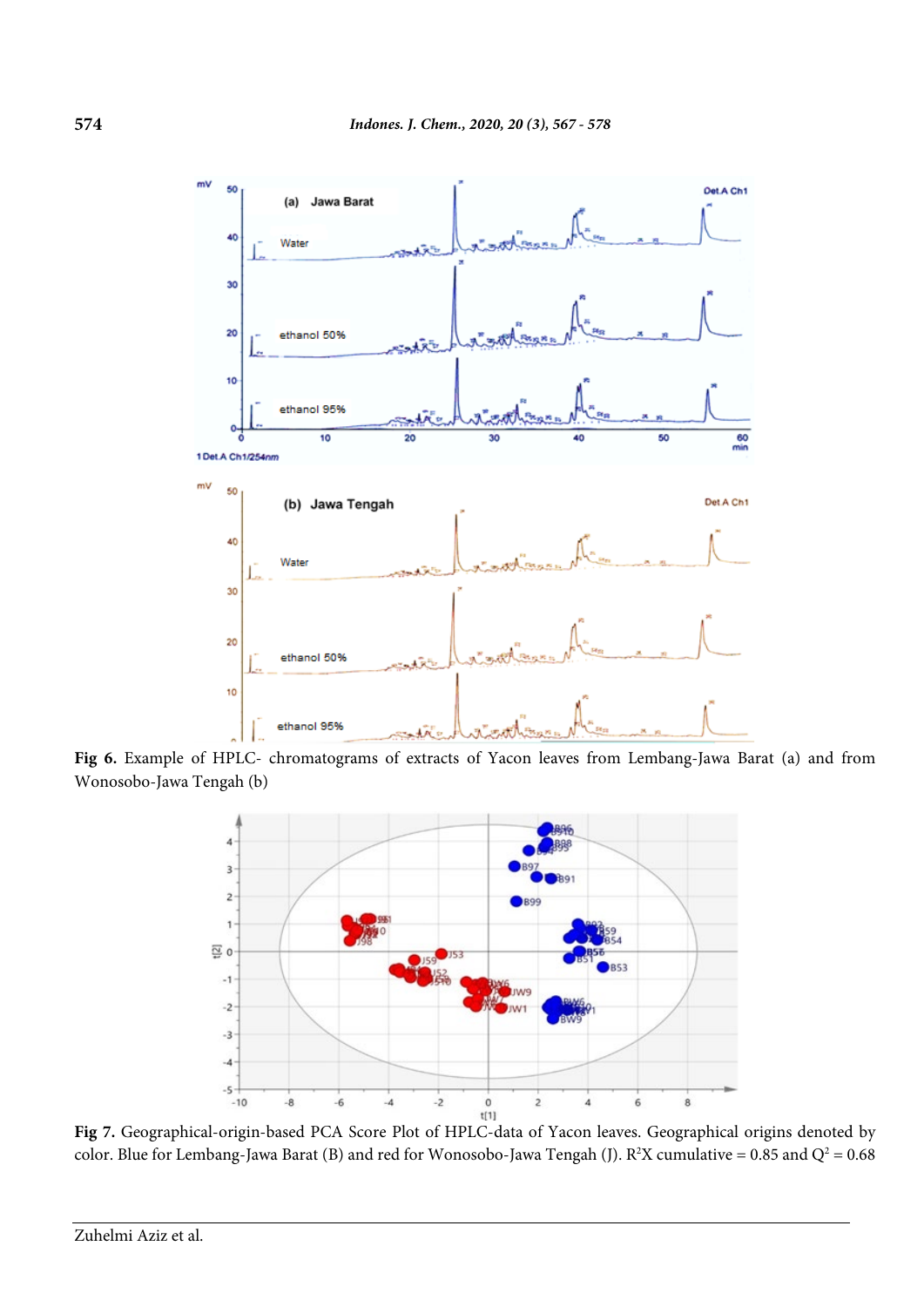**Fig 6.** Example of HPLC- chromatograms of extracts of Yacon leaves from Lembang-Jawa Barat (a) and from Wonosobo-Jawa Tengah (b)

**Fig 7.** Geographical-origin-based PCA Score Plot of HPLC-data of Yacon leaves. Geographical origins denoted by color. Blue for Lembang-Jawa Barat (B) and red for Wonosobo-Jawa Tengah (J). $R^2X$ cumulative = 0.85 and $Q^2$ = 0.68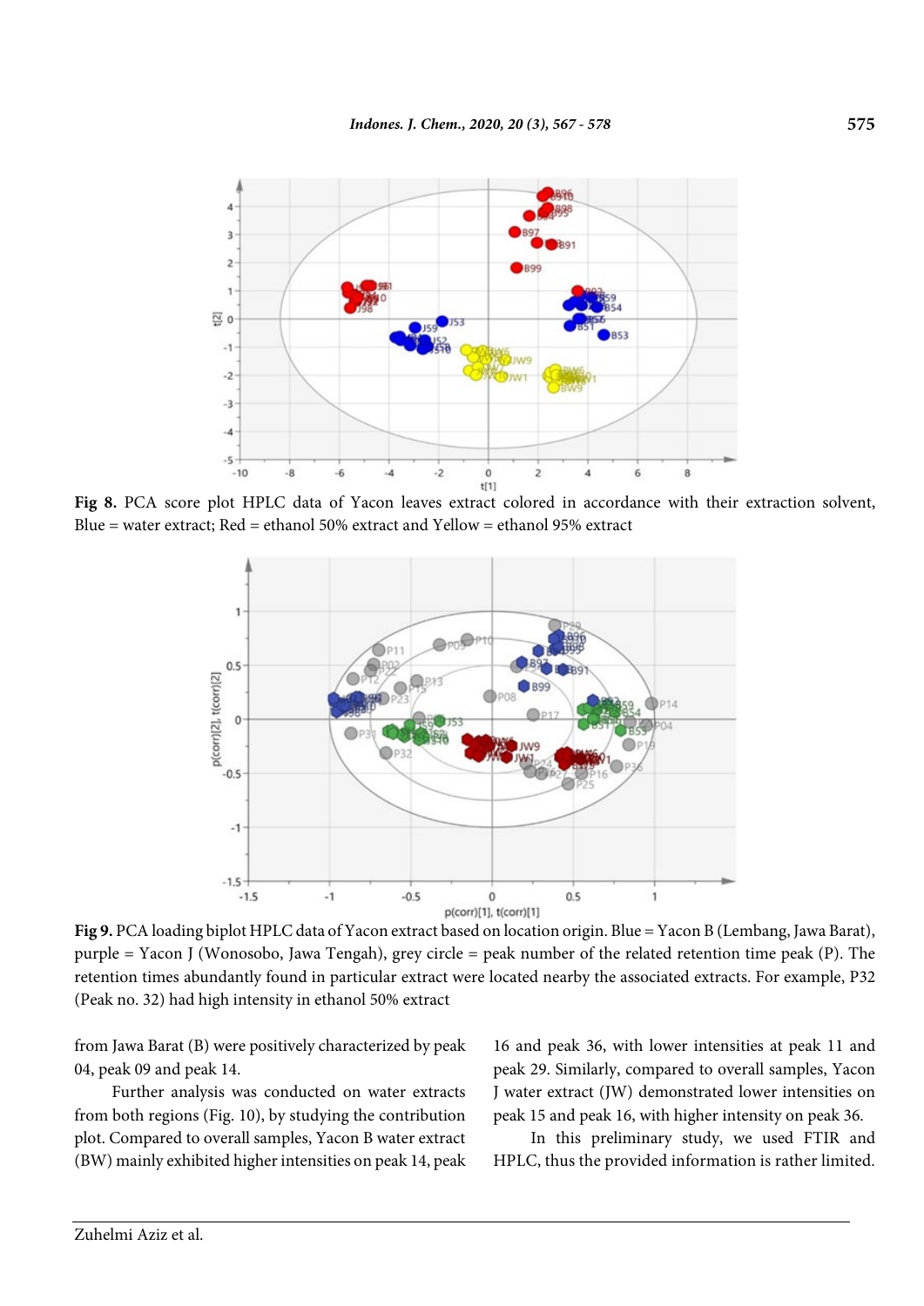**Fig 8.** PCA score plot HPLC data of Yacon leaves extract colored in accordance with their extraction solvent, Blue = water extract; Red = ethanol 50% extract and Yellow = ethanol 95% extract

**Fig 9.** PCA loading biplot HPLC data of Yacon extract based on location origin. Blue = Yacon B (Lembang, Jawa Barat), purple = Yacon J (Wonosobo, Jawa Tengah), grey circle = peak number of the related retention time peak (P). The retention times abundantly found in particular extract were located nearby the associated extracts. For example, P32 (Peak no. 32) had high intensity in ethanol 50% extract

from Jawa Barat (B) were positively characterized by peak 04, peak 09 and peak 14.

Further analysis was conducted on water extracts from both regions (Fig. 10), by studying the contribution plot. Compared to overall samples, Yacon B water extract (BW) mainly exhibited higher intensities on peak 14, peak 16 and peak 36, with lower intensities at peak 11 and peak 29. Similarly, compared to overall samples, Yacon J water extract (JW) demonstrated lower intensities on peak 15 and peak 16, with higher intensity on peak 36.

In this preliminary study, we used FTIR and HPLC, thus the provided information is rather limited.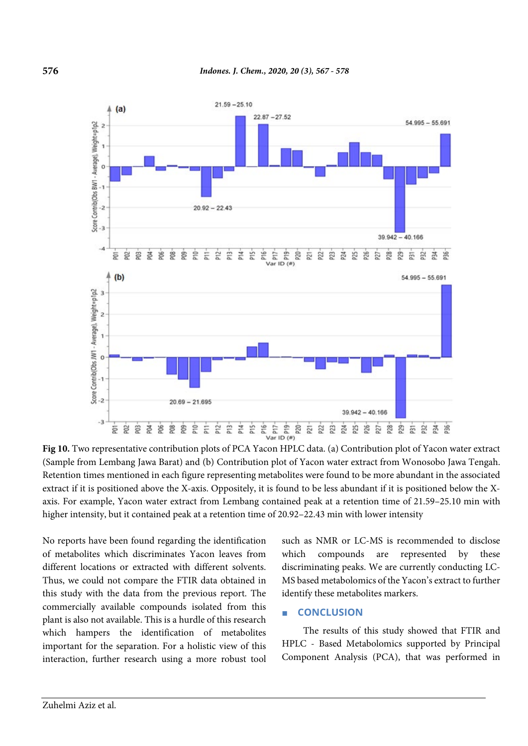Fig 10. Two representative contribution plots of PCA Yacon HPLC data. (a) Contribution plot of Yacon water extract (Sample from Lembang Jawa Barat) and (b) Contribution plot of Yacon water extract from Wonosobo Jawa Tengah. Retention times mentioned in each figure representing metabolites were found to be more abundant in the associated extract if it is positioned above the X-axis. Oppositely, it is found to be less abundant if it is positioned below the X-axis. For example, Yacon water extract from Lembang contained peak at a retention time of 21.59–25.10 min with higher intensity, but it contained peak at a retention time of 20.92–22.43 min with lower intensity

No reports have been found regarding the identification of metabolites which discriminates Yacon leaves from different locations or extracted with different solvents. Thus, we could not compare the FTIR data obtained in this study with the data from the previous report. The commercially available compounds isolated from this plant is also not available. This is a hurdle of this research which hampers the identification of metabolites important for the separation. For a holistic view of this interaction, further research using a more robust tool such as NMR or LC-MS is recommended to disclose which compounds are represented by these discriminating peaks. We are currently conducting LC-MS based metabolomics of the Yacon's extract to further identify these metabolites markers.

## CONCLUSION

The results of this study showed that FTIR and HPLC - Based Metabolomics supported by Principal Component Analysis (PCA), that was performed in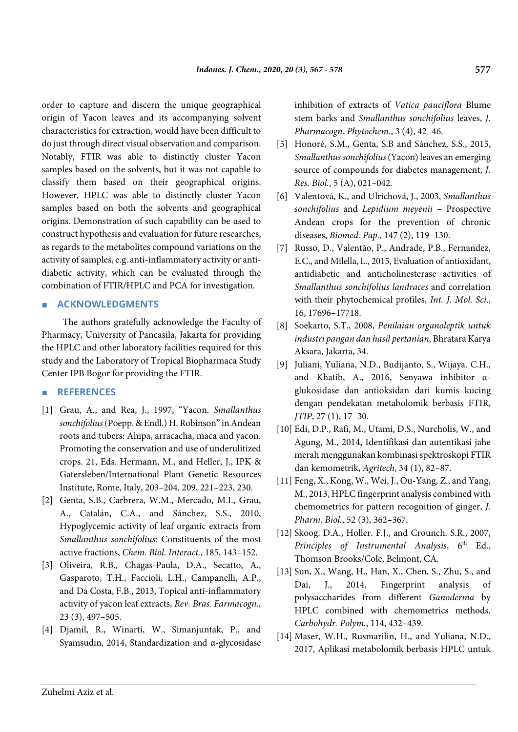order to capture and discern the unique geographical origin of Yacon leaves and its accompanying solvent characteristics for extraction, would have been difficult to do just through direct visual observation and comparison. Notably, FTIR was able to distinctly cluster Yacon samples based on the solvents, but it was not capable to classify them based on their geographical origins. However, HPLC was able to distinctly cluster Yacon samples based on both the solvents and geographical origins. Demonstration of such capability can be used to construct hypothesis and evaluation for future researches, as regards to the metabolites compound variations on the activity of samples, e.g. anti-inflammatory activity or anti-diabetic activity, which can be evaluated through the combination of FTIR/HPLC and PCA for investigation.

## ACKNOWLEDGMENTS

The authors gratefully acknowledge the Faculty of Pharmacy, University of Pancasila, Jakarta for providing the HPLC and other laboratory facilities required for this study and the Laboratory of Tropical Biopharmaca Study Center IPB Bogor for providing the FTIR.

## REFERENCES

[1] Grau, A., and Rea, J., 1997, "Yacon. *Smallanthus sonchifolius* (Poepp. & Endl.) H. Robinson" in Andean roots and tubers: Ahipa, arracacha, maca and yacon. Promoting the conservation and use of underulitized crops. 21, Eds. Hermann, M., and Heller, J., IPK & Gatersleben/International Plant Genetic Resources Institute, Rome, Italy, 203–204, 209, 221–223, 230.

[2] Genta, S.B., Carbrera, W.M., Mercado, M.I., Grau, A., Catalán, C.A., and Sánchez, S.S., 2010, Hypoglycemic activity of leaf organic extracts from *Smallanthus sonchifolius*: Constituents of the most active fractions, *Chem. Biol. Interact.*, 185, 143–152.

[3] Oliveira, R.B., Chagas-Paula, D.A., Secatto, A., Gasparoto, T.H., Faccioli, L.H., Campanelli, A.P., and Da Costa, F.B., 2013, Topical anti-inflammatory activity of yacon leaf extracts, *Rev. Bras. Farmacogn.*, 23 (3), 497–505.

[4] Djamil, R., Winarti, W., Simanjuntak, P., and Syamsudin, 2014, Standardization and α-glycosidase inhibition of extracts of *Vatica pauciflora* Blume stem barks and *Smallanthus sonchifolius* leaves, *J. Pharmacogn. Phytochem*., 3 (4), 42–46.

[5] Honoré, S.M., Genta, S.B and Sánchez, S.S., 2015, *Smallanthus sonchifolius* (Yacon) leaves an emerging source of compounds for diabetes management, *J. Res. Biol.*, 5 (A), 021–042.

[6] Valentová, K., and Ulrichová, J., 2003, *Smallanthus sonchifolius* and *Lepidium meyenii* – Prospective Andean crops for the prevention of chronic diseases, *Biomed. Pap.*, 147 (2), 119–130.

[7] Russo, D., Valentão, P., Andrade, P.B., Fernandez, E.C., and Milella, L., 2015, Evaluation of antioxidant, antidiabetic and anticholinesterase activities of *Smallanthus sonchifolius landraces* and correlation with their phytochemical profiles, *Int. J. Mol. Sci.*, 16, 17696–17718.

[8] Soekarto, S.T., 2008, *Penilaian organoleptik untuk industri pangan dan hasil pertanian*, Bhratara Karya Aksara, Jakarta, 34.

[9] Juliani, Yuliana, N.D., Budijanto, S., Wijaya. C.H., and Khatib, A., 2016, Senyawa inhibitor α-glukosidase dan antioksidan dari kumis kucing dengan pendekatan metabolomik berbasis FTIR, *JTIP*, 27 (1), 17–30.

[10] Edi, D.P., Rafi, M., Utami, D.S., Nurcholis, W., and Agung, M., 2014, Identifikasi dan autentikasi jahe merah menggunakan kombinasi spektroskopi FTIR dan kemometrik, *Agritech*, 34 (1), 82–87.

[11] Feng, X., Kong, W., Wei, J., Ou-Yang, Z., and Yang, M., 2013, HPLC fingerprint analysis combined with chemometrics for pattern recognition of ginger, *J. Pharm. Biol.*, 52 (3), 362–367.

[12] Skoog. D.A., Holler. F.J., and Crounch. S.R., 2007, *Principles of Instrumental Analysis*, 6th Ed., Thomson Brooks/Cole, Belmont, CA.

[13] Sun, X., Wang, H., Han, X., Chen, S., Zhu, S., and Dai, J., 2014, Fingerprint analysis of polysaccharides from different *Ganoderma* by HPLC combined with chemometrics methods, *Carbohydr. Polym.*, 114, 432–439.

[14] Maser, W.H., Rusmarilin, H., and Yuliana, N.D., 2017, Aplikasi metabolomik berbasis HPLC untuk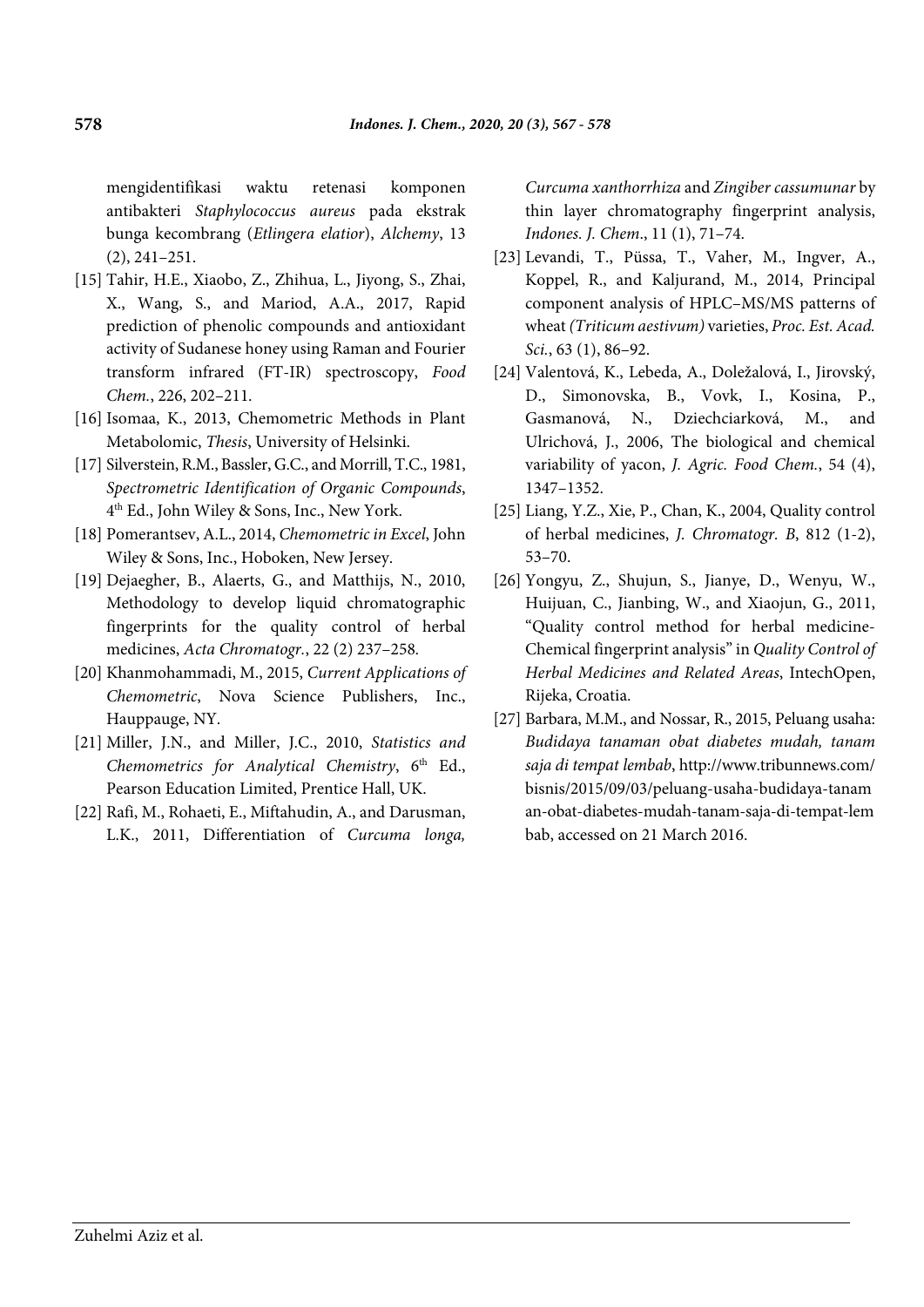mengidentifikasi waktu retenasi komponen antibakteri *Staphylococcus aureus* pada ekstrak bunga kecombrang (*Etlingera elatior*), *Alchemy*, 13 (2), 241–251.

[15] Tahir, H.E., Xiaobo, Z., Zhihua, L., Jiyong, S., Zhai, X., Wang, S., and Mariod, A.A., 2017, Rapid prediction of phenolic compounds and antioxidant activity of Sudanese honey using Raman and Fourier transform infrared (FT-IR) spectroscopy, *Food Chem.*, 226, 202–211.

[16] Isomaa, K., 2013, Chemometric Methods in Plant Metabolomic, *Thesis*, University of Helsinki.

[17] Silverstein, R.M., Bassler, G.C., and Morrill, T.C., 1981, *Spectrometric Identification of Organic Compounds*, 4th Ed., John Wiley & Sons, Inc., New York.

[18] Pomerantsev, A.L., 2014, *Chemometric in Excel*, John Wiley & Sons, Inc., Hoboken, New Jersey.

[19] Dejaegher, B., Alaerts, G., and Matthijs, N., 2010, Methodology to develop liquid chromatographic fingerprints for the quality control of herbal medicines, *Acta Chromatogr.*, 22 (2) 237–258.

[20] Khanmohammadi, M., 2015, *Current Applications of Chemometric*, Nova Science Publishers, Inc., Hauppauge, NY.

[21] Miller, J.N., and Miller, J.C., 2010, *Statistics and Chemometrics for Analytical Chemistry*, 6th Ed., Pearson Education Limited, Prentice Hall, UK.

[22] Rafi, M., Rohaeti, E., Miftahudin, A., and Darusman, L.K., 2011, Differentiation of *Curcuma longa, Curcuma xanthorrhiza* and *Zingiber cassumunar* by thin layer chromatography fingerprint analysis, *Indones. J. Chem.*, 11 (1), 71–74.

[23] Levandi, T., Püssa, T., Vaher, M., Ingver, A., Koppel, R., and Kaljurand, M., 2014, Principal component analysis of HPLC–MS/MS patterns of wheat *(Triticum aestivum)* varieties, *Proc. Est. Acad. Sci.*, 63 (1), 86–92.

[24] Valentová, K., Lebeda, A., Doležalová, I., Jirovský, D., Simonovska, B., Vovk, I., Kosina, P., Gasmanová, N., Dziechciarková, M., and Ulrichová, J., 2006, The biological and chemical variability of yacon, *J. Agric. Food Chem.*, 54 (4), 1347–1352.

[25] Liang, Y.Z., Xie, P., Chan, K., 2004, Quality control of herbal medicines, *J. Chromatogr. B*, 812 (1-2), 53–70.

[26] Yongyu, Z., Shujun, S., Jianye, D., Wenyu, W., Huijuan, C., Jianbing, W., and Xiaojun, G., 2011, "Quality control method for herbal medicine-Chemical fingerprint analysis" in *Quality Control of Herbal Medicines and Related Areas*, IntechOpen, Rijeka, Croatia.

[27] Barbara, M.M., and Nossar, R., 2015, Peluang usaha: *Budidaya tanaman obat diabetes mudah, tanam saja di tempat lembab*, http://www.tribunnews.com/bisnis/2015/09/03/peluang-usaha-budidaya-tanaman-obat-diabetes-mudah-tanam-saja-di-tempat-lembab, accessed on 21 March 2016.